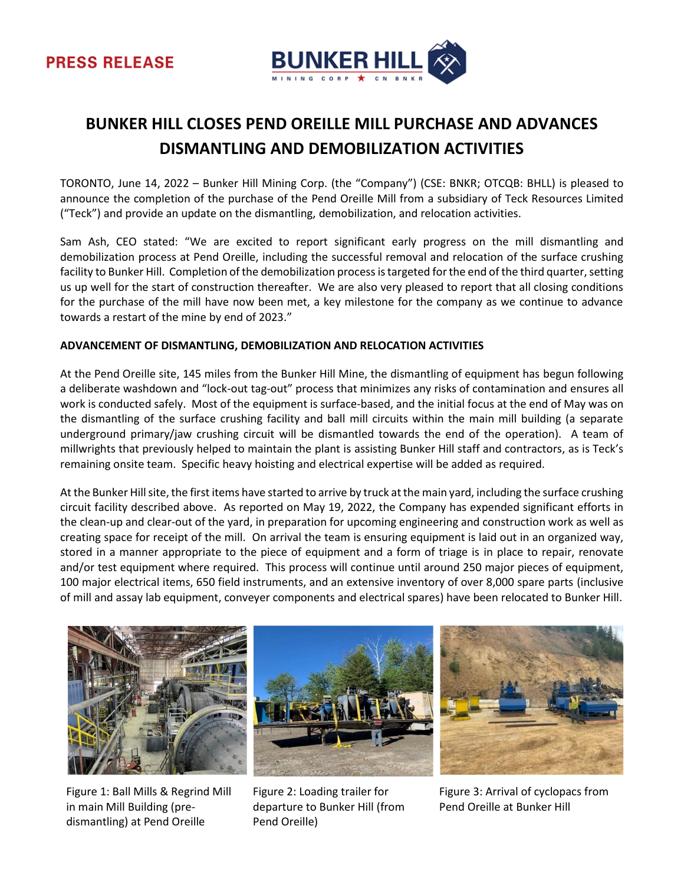PRESS RELEASE

# BUNKER HILL CLOSES PEND OREILLE MILL PURCHASE AND ADVANCES DISMANTLING AND DEMOBILIZATION ACTIVITIES

TORONTO, June 14, 2022 – Bunker Hill Mining Corp. (the "Company") (CSE: BNKR; OTCQB: BHLL) is pleased to announce the completion of the purchase of the Pend Oreille Mill from a subsidiary of Teck Resources Limited ("Teck") and provide an update on the dismantling, demobilization, and relocation activities.

Sam Ash, CEO stated: "We are excited to report significant early progress on the mill dismantling and demobilization process at Pend Oreille, including the successful removal and relocation of the surface crushing facility to Bunker Hill. Completion of the demobilization process is targeted for the end of the third quarter, setting us up well for the start of construction thereafter. We are also very pleased to report that all closing conditions for the purchase of the mill have now been met, a key milestone for the company as we continue to advance towards a restart of the mine by end of 2023."

**ADVANCEMENT OF DISMANTLING, DEMOBILIZATION AND RELOCATION ACTIVITIES**

At the Pend Oreille site, 145 miles from the Bunker Hill Mine, the dismantling of equipment has begun following a deliberate washdown and "lock-out tag-out" process that minimizes any risks of contamination and ensures all work is conducted safely. Most of the equipment is surface-based, and the initial focus at the end of May was on the dismantling of the surface crushing facility and ball mill circuits within the main mill building (a separate underground primary/jaw crushing circuit will be dismantled towards the end of the operation). A team of millwrights that previously helped to maintain the plant is assisting Bunker Hill staff and contractors, as is Teck's remaining onsite team. Specific heavy hoisting and electrical expertise will be added as required.

At the Bunker Hill site, the first items have started to arrive by truck at the main yard, including the surface crushing circuit facility described above. As reported on May 19, 2022, the Company has expended significant efforts in the clean-up and clear-out of the yard, in preparation for upcoming engineering and construction work as well as creating space for receipt of the mill. On arrival the team is ensuring equipment is laid out in an organized way, stored in a manner appropriate to the piece of equipment and a form of triage is in place to repair, renovate and/or test equipment where required. This process will continue until around 250 major pieces of equipment, 100 major electrical items, 650 field instruments, and an extensive inventory of over 8,000 spare parts (inclusive of mill and assay lab equipment, conveyer components and electrical spares) have been relocated to Bunker Hill.

Figure 1: Ball Mills & Regrind Mill in main Mill Building (pre-dismantling) at Pend Oreille

Figure 2: Loading trailer for departure to Bunker Hill (from Pend Oreille)

Figure 3: Arrival of cyclopacs from Pend Oreille at Bunker Hill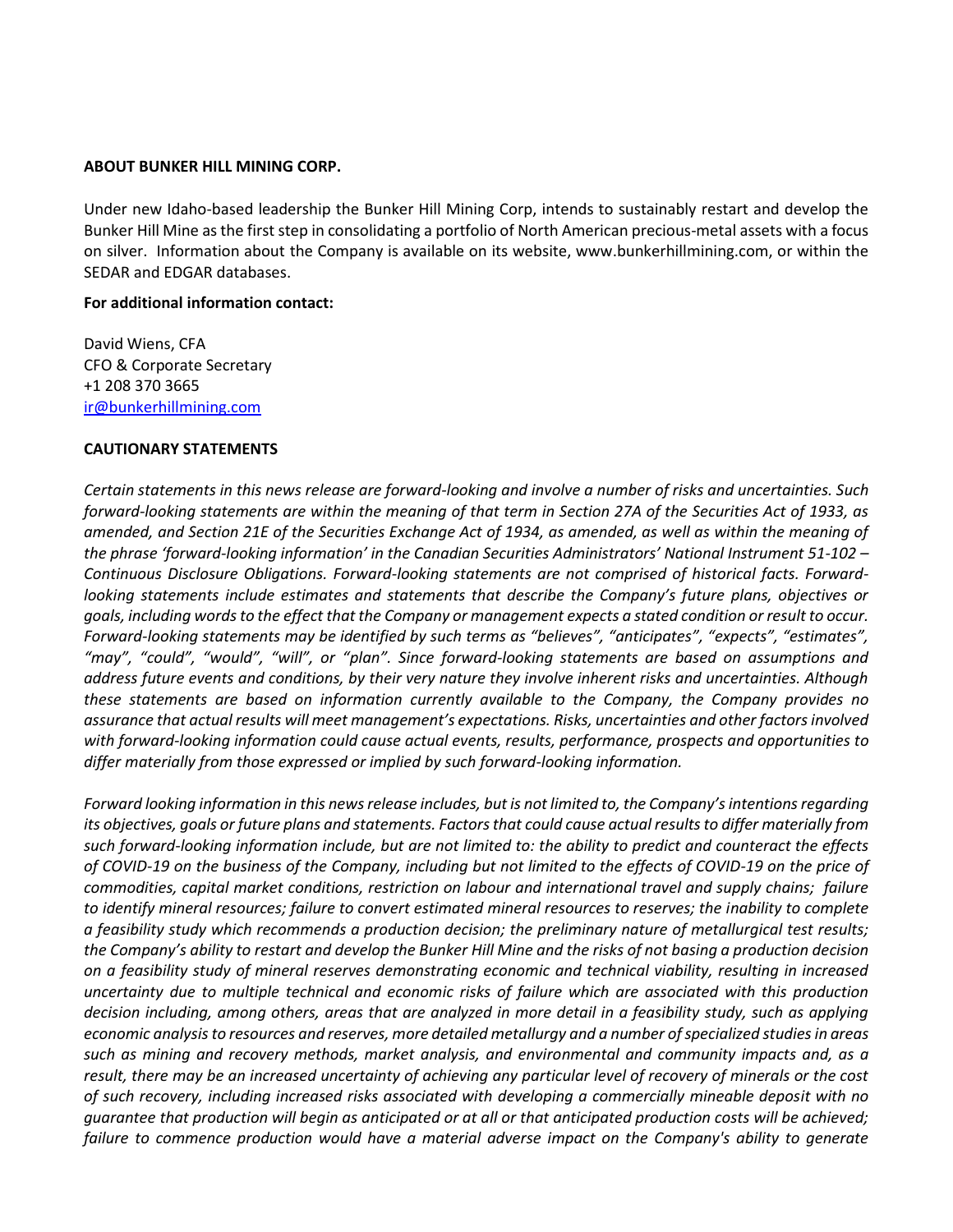**ABOUT BUNKER HILL MINING CORP.**

Under new Idaho-based leadership the Bunker Hill Mining Corp, intends to sustainably restart and develop the Bunker Hill Mine as the first step in consolidating a portfolio of North American precious-metal assets with a focus on silver. Information about the Company is available on its website, www.bunkerhillmining.com, or within the SEDAR and EDGAR databases.

**For additional information contact:**

David Wiens, CFA
CFO & Corporate Secretary
+1 208 370 3665
ir@bunkerhillmining.com

**CAUTIONARY STATEMENTS**

*Certain statements in this news release are forward-looking and involve a number of risks and uncertainties. Such forward-looking statements are within the meaning of that term in Section 27A of the Securities Act of 1933, as amended, and Section 21E of the Securities Exchange Act of 1934, as amended, as well as within the meaning of the phrase 'forward-looking information' in the Canadian Securities Administrators' National Instrument 51-102 – Continuous Disclosure Obligations. Forward-looking statements are not comprised of historical facts. Forward-looking statements include estimates and statements that describe the Company's future plans, objectives or goals, including words to the effect that the Company or management expects a stated condition or result to occur. Forward-looking statements may be identified by such terms as "believes", "anticipates", "expects", "estimates", "may", "could", "would", "will", or "plan". Since forward-looking statements are based on assumptions and address future events and conditions, by their very nature they involve inherent risks and uncertainties. Although these statements are based on information currently available to the Company, the Company provides no assurance that actual results will meet management's expectations. Risks, uncertainties and other factors involved with forward-looking information could cause actual events, results, performance, prospects and opportunities to differ materially from those expressed or implied by such forward-looking information.*

*Forward looking information in this news release includes, but is not limited to, the Company's intentions regarding its objectives, goals or future plans and statements. Factors that could cause actual results to differ materially from such forward-looking information include, but are not limited to: the ability to predict and counteract the effects of COVID-19 on the business of the Company, including but not limited to the effects of COVID-19 on the price of commodities, capital market conditions, restriction on labour and international travel and supply chains; failure to identify mineral resources; failure to convert estimated mineral resources to reserves; the inability to complete a feasibility study which recommends a production decision; the preliminary nature of metallurgical test results; the Company's ability to restart and develop the Bunker Hill Mine and the risks of not basing a production decision on a feasibility study of mineral reserves demonstrating economic and technical viability, resulting in increased uncertainty due to multiple technical and economic risks of failure which are associated with this production decision including, among others, areas that are analyzed in more detail in a feasibility study, such as applying economic analysis to resources and reserves, more detailed metallurgy and a number of specialized studies in areas such as mining and recovery methods, market analysis, and environmental and community impacts and, as a result, there may be an increased uncertainty of achieving any particular level of recovery of minerals or the cost of such recovery, including increased risks associated with developing a commercially mineable deposit with no guarantee that production will begin as anticipated or at all or that anticipated production costs will be achieved; failure to commence production would have a material adverse impact on the Company's ability to generate*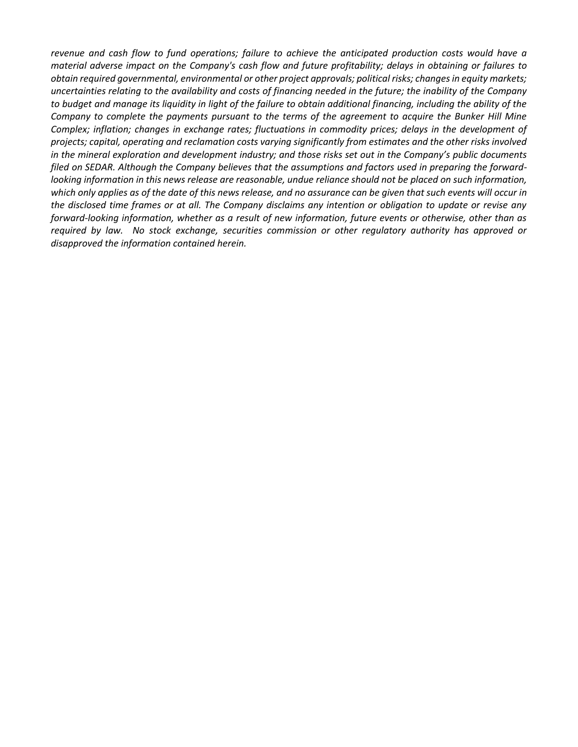*revenue and cash flow to fund operations; failure to achieve the anticipated production costs would have a material adverse impact on the Company's cash flow and future profitability; delays in obtaining or failures to obtain required governmental, environmental or other project approvals; political risks; changes in equity markets; uncertainties relating to the availability and costs of financing needed in the future; the inability of the Company to budget and manage its liquidity in light of the failure to obtain additional financing, including the ability of the Company to complete the payments pursuant to the terms of the agreement to acquire the Bunker Hill Mine Complex; inflation; changes in exchange rates; fluctuations in commodity prices; delays in the development of projects; capital, operating and reclamation costs varying significantly from estimates and the other risks involved in the mineral exploration and development industry; and those risks set out in the Company's public documents filed on SEDAR. Although the Company believes that the assumptions and factors used in preparing the forward-looking information in this news release are reasonable, undue reliance should not be placed on such information, which only applies as of the date of this news release, and no assurance can be given that such events will occur in the disclosed time frames or at all. The Company disclaims any intention or obligation to update or revise any forward-looking information, whether as a result of new information, future events or otherwise, other than as required by law. No stock exchange, securities commission or other regulatory authority has approved or disapproved the information contained herein.*